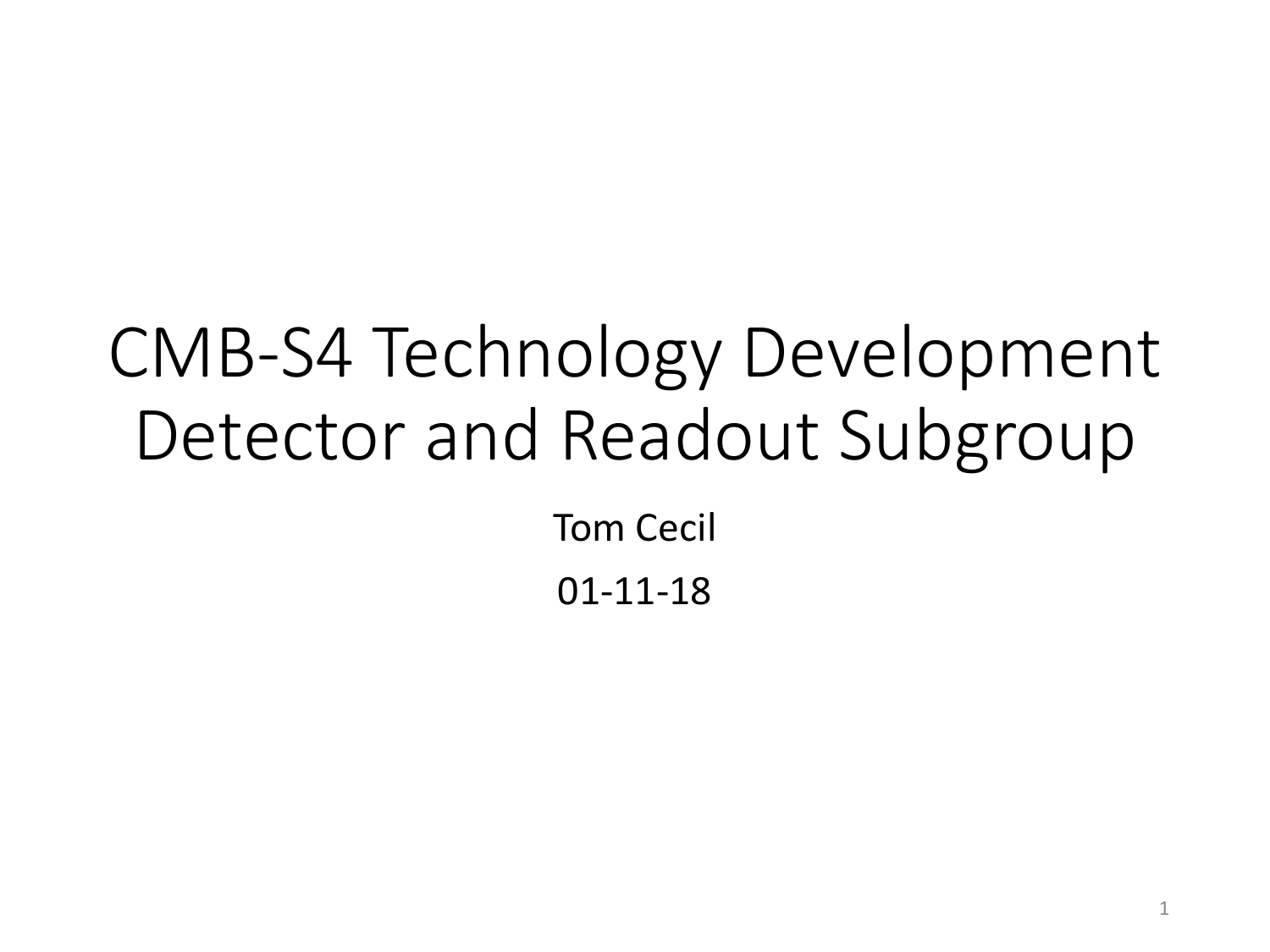# CMB-S4 Technology Development Detector and Readout Subgroup

Tom Cecil

01-11-18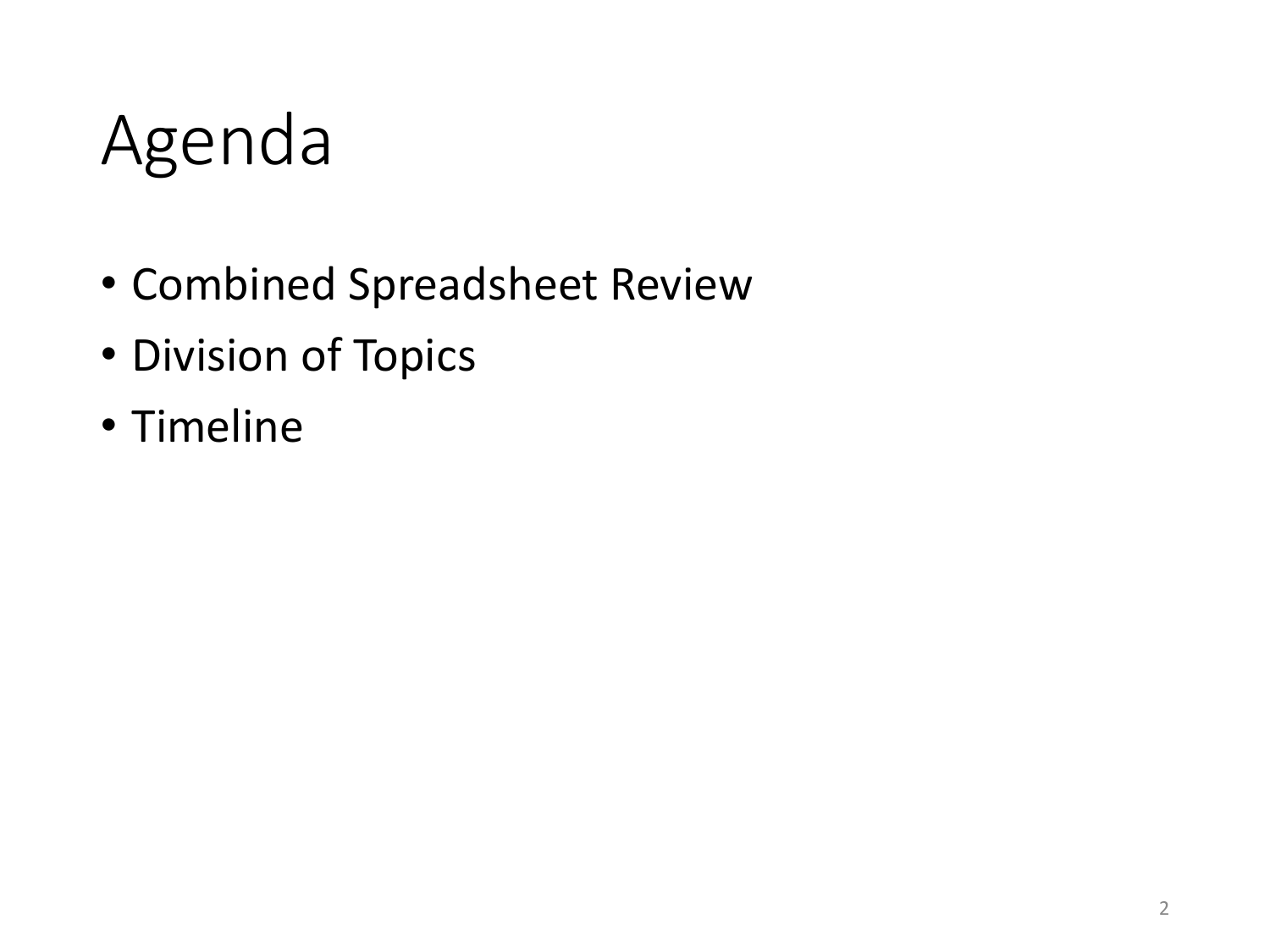# Agenda

- Combined Spreadsheet Review
- Division of Topics
- Timeline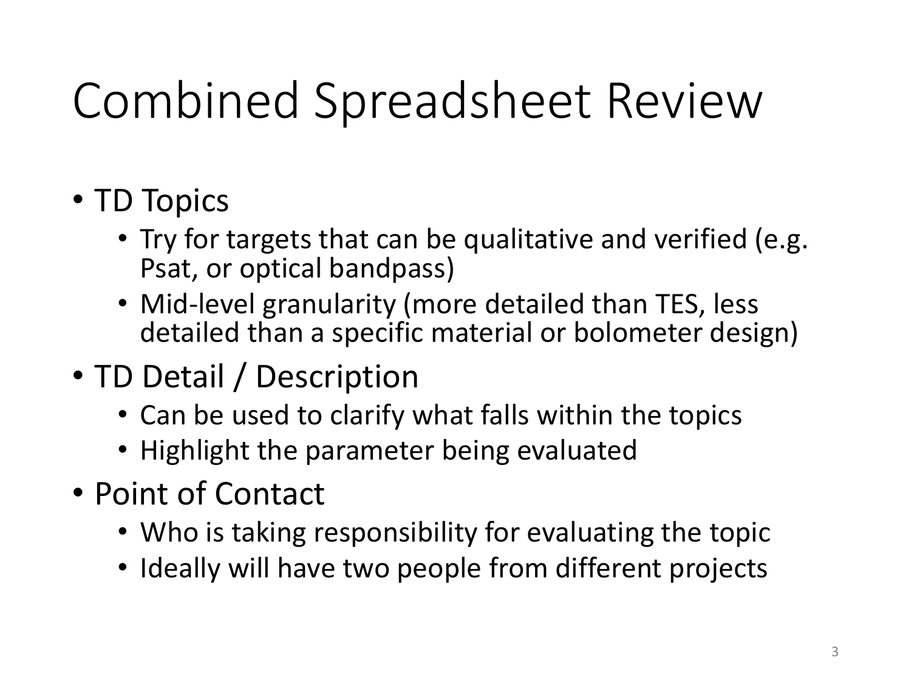# Combined Spreadsheet Review

- TD Topics
  - Try for targets that can be qualitative and verified (e.g. Psat, or optical bandpass)
  - Mid-level granularity (more detailed than TES, less detailed than a specific material or bolometer design)
- TD Detail / Description
  - Can be used to clarify what falls within the topics
  - Highlight the parameter being evaluated
- Point of Contact
  - Who is taking responsibility for evaluating the topic
  - Ideally will have two people from different projects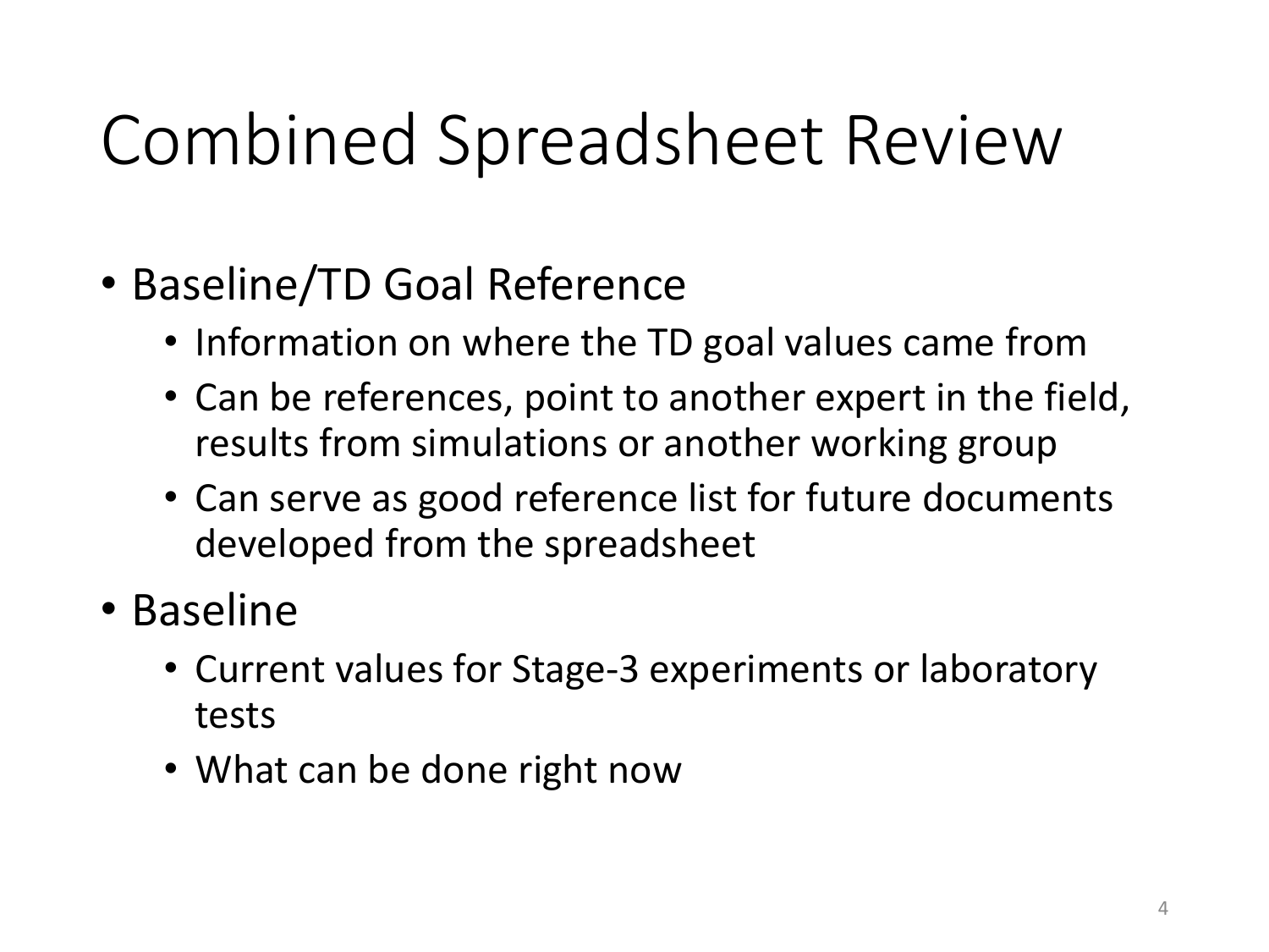# Combined Spreadsheet Review

- Baseline/TD Goal Reference
  - Information on where the TD goal values came from
  - Can be references, point to another expert in the field, results from simulations or another working group
  - Can serve as good reference list for future documents developed from the spreadsheet
- Baseline
  - Current values for Stage-3 experiments or laboratory tests
  - What can be done right now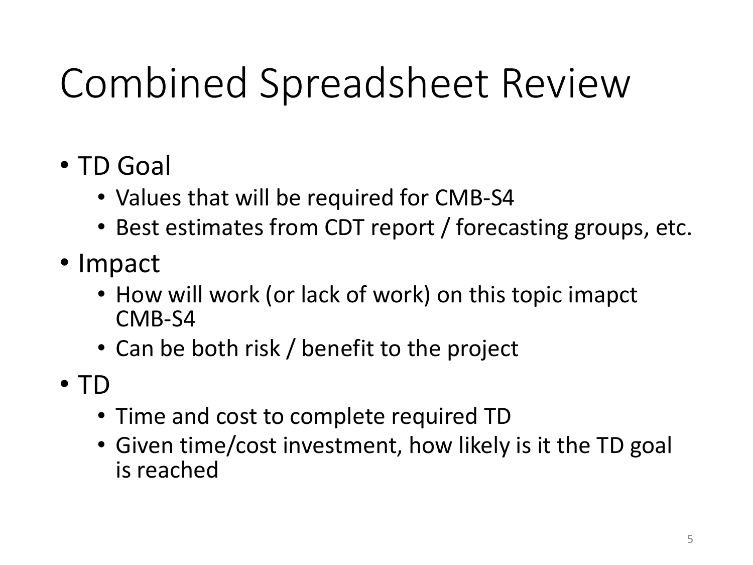# Combined Spreadsheet Review

- TD Goal
  - Values that will be required for CMB-S4
  - Best estimates from CDT report / forecasting groups, etc.
- Impact
  - How will work (or lack of work) on this topic imapct CMB-S4
  - Can be both risk / benefit to the project
- TD
  - Time and cost to complete required TD
  - Given time/cost investment, how likely is it the TD goal is reached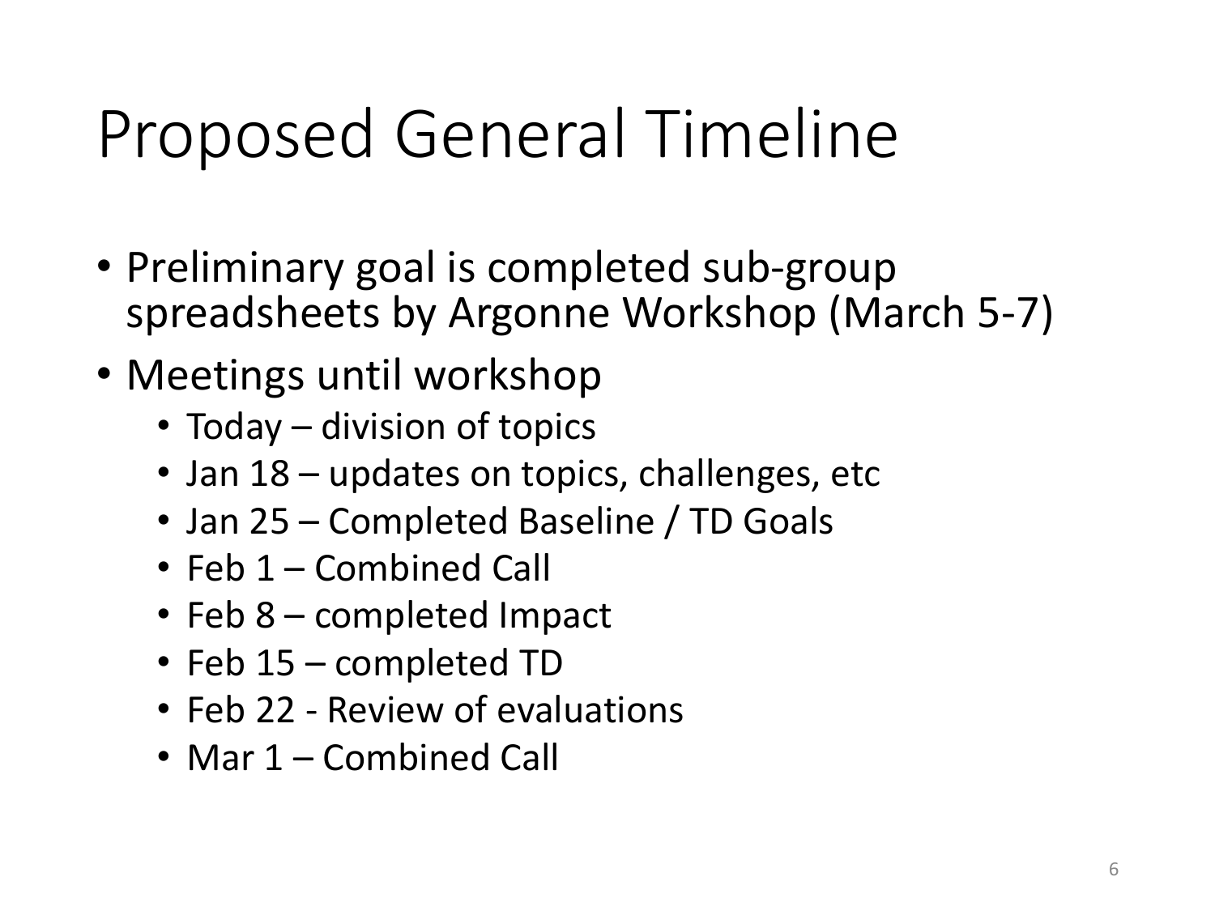# Proposed General Timeline

- Preliminary goal is completed sub-group spreadsheets by Argonne Workshop (March 5-7)
- Meetings until workshop
  - Today – division of topics
  - Jan 18 – updates on topics, challenges, etc
  - Jan 25 – Completed Baseline / TD Goals
  - Feb 1 – Combined Call
  - Feb 8 – completed Impact
  - Feb 15 – completed TD
  - Feb 22 - Review of evaluations
  - Mar 1 – Combined Call